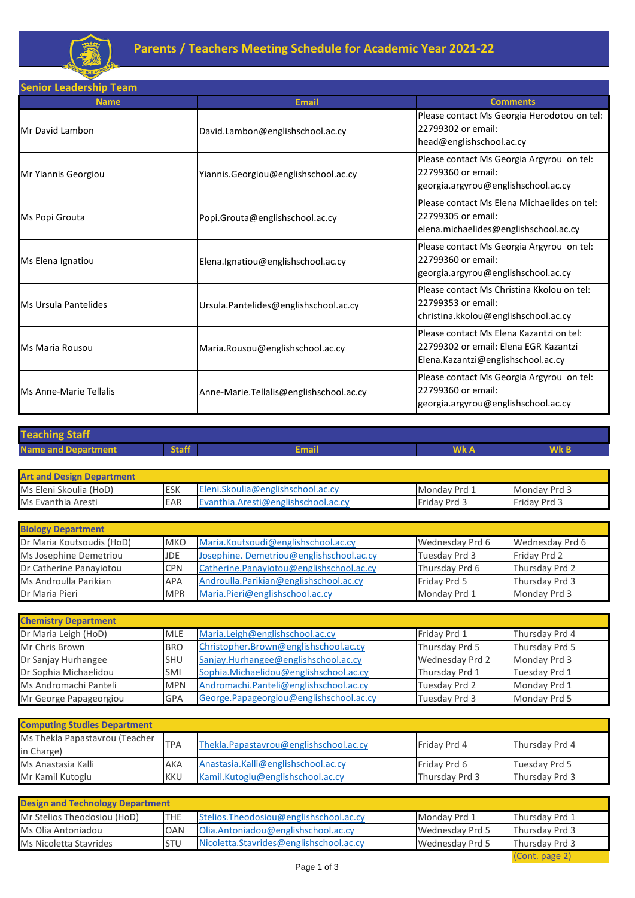# Parents / Teachers Meeting Schedule for Academic Year 2021-22

## Senior Leadership Team

| Name | Email | Comments |
|---|---|---|
| Mr David Lambon | David.Lambon@englishschool.ac.cy | Please contact Ms Georgia Herodotou on tel: 22799302 or email: head@englishschool.ac.cy |
| Mr Yiannis Georgiou | Yiannis.Georgiou@englishschool.ac.cy | Please contact Ms Georgia Argyrou on tel: 22799360 or email: georgia.argyrou@englishschool.ac.cy |
| Ms Popi Grouta | Popi.Grouta@englishschool.ac.cy | Please contact Ms Elena Michaelides on tel: 22799305 or email: elena.michaelides@englishschool.ac.cy |
| Ms Elena Ignatiou | Elena.Ignatiou@englishschool.ac.cy | Please contact Ms Georgia Argyrou on tel: 22799360 or email: georgia.argyrou@englishschool.ac.cy |
| Ms Ursula Pantelides | Ursula.Pantelides@englishschool.ac.cy | Please contact Ms Christina Kkolou on tel: 22799353 or email: christina.kkolou@englishschool.ac.cy |
| Ms Maria Rousou | Maria.Rousou@englishschool.ac.cy | Please contact Ms Elena Kazantzi on tel: 22799302 or email: Elena EGR Kazantzi Elena.Kazantzi@englishschool.ac.cy |
| Ms Anne-Marie Tellalis | Anne-Marie.Tellalis@englishschool.ac.cy | Please contact Ms Georgia Argyrou on tel: 22799360 or email: georgia.argyrou@englishschool.ac.cy |

## Teaching Staff

| Name and Department | Staff | Email | Wk A | Wk B |
|---|---|---|---|---|
| **Art and Design Department** | | | | |
| Ms Eleni Skoulia (HoD) | ESK | Eleni.Skoulia@englishschool.ac.cy | Monday Prd 1 | Monday Prd 3 |
| Ms Evanthia Aresti | EAR | Evanthia.Aresti@englishschool.ac.cy | Friday Prd 3 | Friday Prd 3 |
| **Biology Department** | | | | |
| Dr Maria Koutsoudis (HoD) | MKO | Maria.Koutsoudi@englishschool.ac.cy | Wednesday Prd 6 | Wednesday Prd 6 |
| Ms Josephine Demetriou | JDE | Josephine. Demetriou@englishschool.ac.cy | Tuesday Prd 3 | Friday Prd 2 |
| Dr Catherine Panayiotou | CPN | Catherine.Panayiotou@englishschool.ac.cy | Thursday Prd 6 | Thursday Prd 2 |
| Ms Androulla Parikian | APA | Androulla.Parikian@englishschool.ac.cy | Friday Prd 5 | Thursday Prd 3 |
| Dr Maria Pieri | MPR | Maria.Pieri@englishschool.ac.cy | Monday Prd 1 | Monday Prd 3 |
| **Chemistry Department** | | | | |
| Dr Maria Leigh (HoD) | MLE | Maria.Leigh@englishschool.ac.cy | Friday Prd 1 | Thursday Prd 4 |
| Mr Chris Brown | BRO | Christopher.Brown@englishschool.ac.cy | Thursday Prd 5 | Thursday Prd 5 |
| Dr Sanjay Hurhangee | SHU | Sanjay.Hurhangee@englishschool.ac.cy | Wednesday Prd 2 | Monday Prd 3 |
| Dr Sophia Michaelidou | SMI | Sophia.Michaelidou@englishschool.ac.cy | Thursday Prd 1 | Tuesday Prd 1 |
| Ms Andromachi Panteli | MPN | Andromachi.Panteli@englishschool.ac.cy | Tuesday Prd 2 | Monday Prd 1 |
| Mr George Papageorgiou | GPA | George.Papageorgiou@englishschool.ac.cy | Tuesday Prd 3 | Monday Prd 5 |
| **Computing Studies Department** | | | | |
| Ms Thekla Papastavrou (Teacher in Charge) | TPA | Thekla.Papastavrou@englishschool.ac.cy | Friday Prd 4 | Thursday Prd 4 |
| Ms Anastasia Kalli | AKA | Anastasia.Kalli@englishschool.ac.cy | Friday Prd 6 | Tuesday Prd 5 |
| Mr Kamil Kutoglu | KKU | Kamil.Kutoglu@englishschool.ac.cy | Thursday Prd 3 | Thursday Prd 3 |
| **Design and Technology Department** | | | | |
| Mr Stelios Theodosiou (HoD) | THE | Stelios.Theodosiou@englishschool.ac.cy | Monday Prd 1 | Thursday Prd 1 |
| Ms Olia Antoniadou | OAN | Olia.Antoniadou@englishschool.ac.cy | Wednesday Prd 5 | Thursday Prd 3 |
| Ms Nicoletta Stavrides | STU | Nicoletta.Stavrides@englishschool.ac.cy | Wednesday Prd 5 | Thursday Prd 3 |

(Cont. page 2)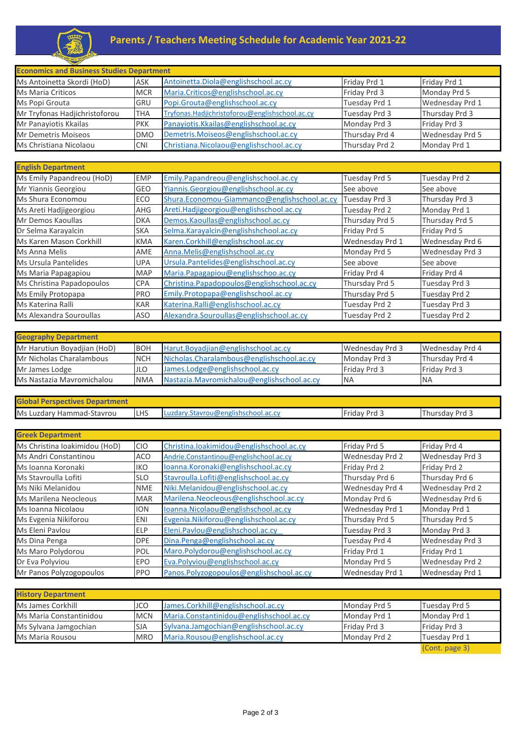# Parents / Teachers Meeting Schedule for Academic Year 2021-22

| Economics and Business Studies Department | | | | |
|---|---|---|---|---|
| Ms Antoinetta Skordi (HoD) | ASK | Antoinetta.Diola@englishschool.ac.cy | Friday Prd 1 | Friday Prd 1 |
| Ms Maria Criticos | MCR | Maria.Criticos@englishschool.ac.cy | Friday Prd 3 | Monday Prd 5 |
| Ms Popi Grouta | GRU | Popi.Grouta@englishschool.ac.cy | Tuesday Prd 1 | Wednesday Prd 1 |
| Mr Tryfonas Hadjichristoforou | THA | Tryfonas.Hadjichristoforou@englishschool.ac.cy | Tuesday Prd 3 | Thursday Prd 3 |
| Mr Panayiotis Kkailas | PKK | Panayiotis.Kkailas@englishschool.ac.cy | Monday Prd 3 | Friday Prd 3 |
| Mr Demetris Moiseos | DMO | Demetris.Moiseos@englishschool.ac.cy | Thursday Prd 4 | Wednesday Prd 5 |
| Ms Christiana Nicolaou | CNI | Christiana.Nicolaou@englishschool.ac.cy | Thursday Prd 2 | Monday Prd 1 |

| English Department | | | | |
|---|---|---|---|---|
| Ms Emily Papandreou (HoD) | EMP | Emily.Papandreou@englishschool.ac.cy | Tuesday Prd 5 | Tuesday Prd 2 |
| Mr Yiannis Georgiou | GEO | Yiannis.Georgiou@englishschool.ac.cy | See above | See above |
| Ms Shura Economou | ECO | Shura.Economou-Giammanco@englishschool.ac.cy | Tuesday Prd 3 | Thursday Prd 3 |
| Ms Areti Hadjigeorgiou | AHG | Areti.Hadjigeorgiou@englishschool.ac.cy | Tuesday Prd 2 | Monday Prd 1 |
| Mr Demos Kaoullas | DKA | Demos.Kaoullas@englishschool.ac.cy | Thursday Prd 5 | Thursday Prd 5 |
| Dr Selma Karayalcin | SKA | Selma.Karayalcin@englishshchool.ac.cy | Friday Prd 5 | Friday Prd 5 |
| Ms Karen Mason Corkhill | KMA | Karen.Corkhill@englishschool.ac.cy | Wednesday Prd 1 | Wednesday Prd 6 |
| Ms Anna Melis | AME | Anna.Melis@englishschool.ac.cy | Monday Prd 5 | Wednesday Prd 3 |
| Ms Ursula Pantelides | UPA | Ursula.Pantelides@englishschool.ac.cy | See above | See above |
| Ms Maria Papagapiou | MAP | Maria.Papagapiou@englishschoo.ac.cy | Friday Prd 4 | Friday Prd 4 |
| Ms Christina Papadopoulos | CPA | Christina.Papadopoulos@englishschool.ac.cy | Thursday Prd 5 | Tuesday Prd 3 |
| Ms Emily Protopapa | PRO | Emily.Protopapa@englishschool.ac.cy | Thursday Prd 5 | Tuesday Prd 2 |
| Ms Katerina Ralli | KAR | Katerina.Ralli@englishschool.ac.cy | Tuesday Prd 2 | Tuesday Prd 3 |
| Ms Alexandra Souroullas | ASO | Alexandra.Souroullas@englishschool.ac.cy | Tuesday Prd 2 | Tuesday Prd 2 |

| Geography Department | | | | |
|---|---|---|---|---|
| Mr Harutiun Boyadjian (HoD) | BOH | Harut.Boyadjian@englishschool.ac.cy | Wednesday Prd 3 | Wednesday Prd 4 |
| Mr Nicholas Charalambous | NCH | Nicholas.Charalambous@englishschool.ac.cy | Monday Prd 3 | Thursday Prd 4 |
| Mr James Lodge | JLO | James.Lodge@englishschool.ac.cy | Friday Prd 3 | Friday Prd 3 |
| Ms Nastazia Mavromichalou | NMA | Nastazia.Mavromichalou@englishschool.ac.cy | NA | NA |

| Global Perspectives Department | | | | |
|---|---|---|---|---|
| Ms Luzdary Hammad-Stavrou | LHS | Luzdary.Stavrou@englishschool.ac.cy | Friday Prd 3 | Thursday Prd 3 |

| Greek Department | | | | |
|---|---|---|---|---|
| Ms Christina Ioakimidou (HoD) | CIO | Christina.Ioakimidou@englishschool.ac.cy | Friday Prd 5 | Friday Prd 4 |
| Ms Andri Constantinou | ACO | Andrie.Constantinou@englishschool.ac.cy | Wednesday Prd 2 | Wednesday Prd 3 |
| Ms Ioanna Koronaki | IKO | Ioanna.Koronaki@englishschool.ac.cy | Friday Prd 2 | Friday Prd 2 |
| Ms Stavroulla Lofiti | SLO | Stavroulla.Lofiti@englishschool.ac.cy | Thursday Prd 6 | Thursday Prd 6 |
| Ms Niki Melanidou | NME | Niki.Melanidou@englishschool.ac.cy | Wednesday Prd 4 | Wednesday Prd 2 |
| Ms Marilena Neocleous | MAR | Marilena.Neocleous@englishschool.ac.cy | Monday Prd 6 | Wednesday Prd 6 |
| Ms Ioanna Nicolaou | ION | Ioanna.Nicolaou@englishschool.ac.cy | Wednesday Prd 1 | Monday Prd 1 |
| Ms Evgenia Nikiforou | ENI | Evgenia.Nikiforou@englishschool.ac.cy | Thursday Prd 5 | Thursday Prd 5 |
| Ms Eleni Pavlou | ELP | Eleni.Pavlou@englishschool.ac.cy | Tuesday Prd 3 | Monday Prd 3 |
| Ms Dina Penga | DPE | Dina.Penga@englishschool.ac.cy | Tuesday Prd 4 | Wednesday Prd 3 |
| Ms Maro Polydorou | POL | Maro.Polydorou@englishschool.ac.cy | Friday Prd 1 | Friday Prd 1 |
| Dr Eva Polyviou | EPO | Eva.Polyviou@englishschool.ac.cy | Monday Prd 5 | Wednesday Prd 2 |
| Mr Panos Polyzogopoulos | PPO | Panos.Polyzogopoulos@englishschool.ac.cy | Wednesday Prd 1 | Wednesday Prd 1 |

| History Department | | | | |
|---|---|---|---|---|
| Ms James Corkhill | JCO | James.Corkhill@englishschool.ac.cy | Monday Prd 5 | Tuesday Prd 5 |
| Ms Maria Constantinidou | MCN | Maria.Constantinidou@englishschool.ac.cy | Monday Prd 1 | Monday Prd 1 |
| Ms Sylvana Jamgochian | SJA | Sylvana.Jamgochian@englishschool.ac.cy | Friday Prd 3 | Friday Prd 3 |
| Ms Maria Rousou | MRO | Maria.Rousou@englishschool.ac.cy | Monday Prd 2 | Tuesday Prd 1 |

(Cont. page 3)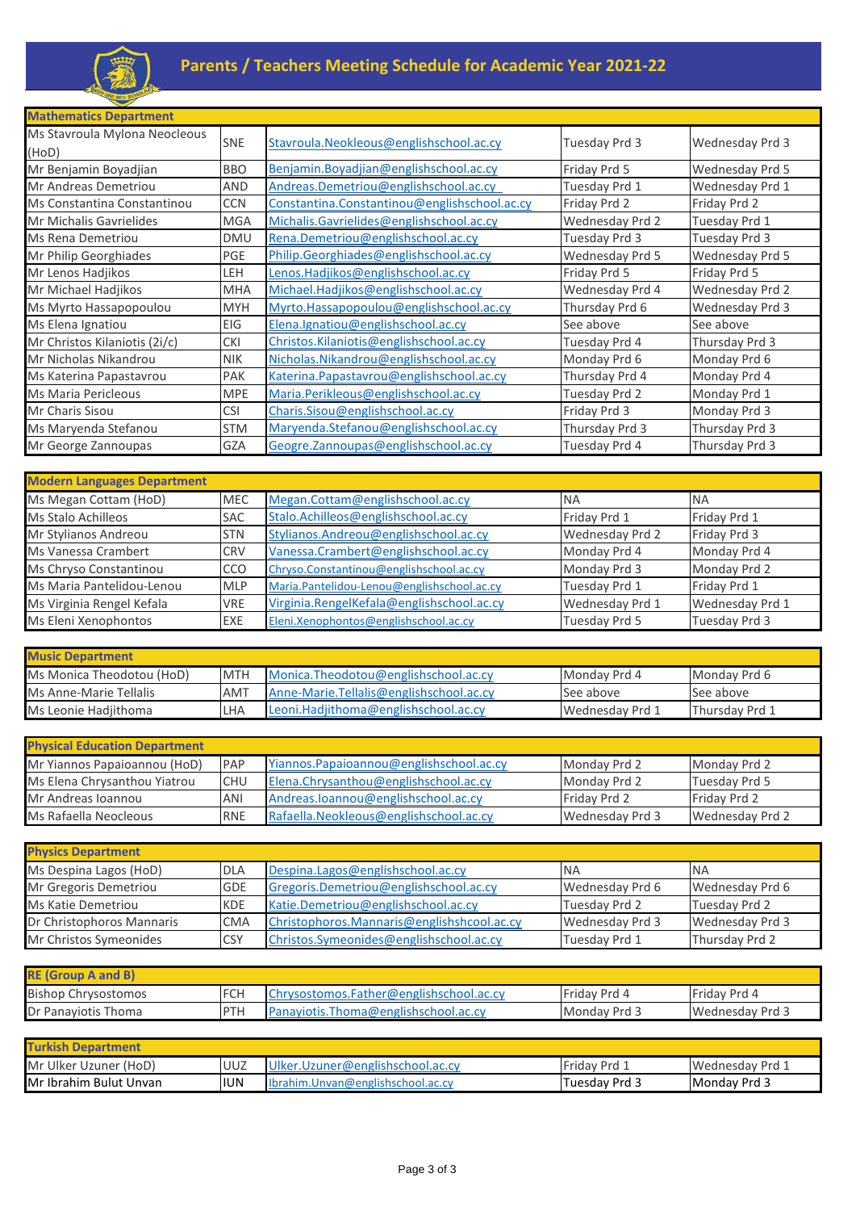# Parents / Teachers Meeting Schedule for Academic Year 2021-22

| Mathematics Department | | | | |
|---|---|---|---|---|
| Ms Stavroula Mylona Neocleous (HoD) | SNE | Stavroula.Neokleous@englishschool.ac.cy | Tuesday Prd 3 | Wednesday Prd 3 |
| Mr Benjamin Boyadjian | BBO | Benjamin.Boyadjian@englishschool.ac.cy | Friday Prd 5 | Wednesday Prd 5 |
| Mr Andreas Demetriou | AND | Andreas.Demetriou@englishschool.ac.cy | Tuesday Prd 1 | Wednesday Prd 1 |
| Ms Constantina Constantinou | CCN | Constantina.Constantinou@englishschool.ac.cy | Friday Prd 2 | Friday Prd 2 |
| Mr Michalis Gavrielides | MGA | Michalis.Gavrielides@englishschool.ac.cy | Wednesday Prd 2 | Tuesday Prd 1 |
| Ms Rena Demetriou | DMU | Rena.Demetriou@englishschool.ac.cy | Tuesday Prd 3 | Tuesday Prd 3 |
| Mr Philip Georghiades | PGE | Philip.Georghiades@englishschool.ac.cy | Wednesday Prd 5 | Wednesday Prd 5 |
| Mr Lenos Hadjikos | LEH | Lenos.Hadjikos@englishschool.ac.cy | Friday Prd 5 | Friday Prd 5 |
| Mr Michael Hadjikos | MHA | Michael.Hadjikos@englishschool.ac.cy | Wednesday Prd 4 | Wednesday Prd 2 |
| Ms Myrto Hassapopoulou | MYH | Myrto.Hassapopoulou@englishschool.ac.cy | Thursday Prd 6 | Wednesday Prd 3 |
| Ms Elena Ignatiou | EIG | Elena.Ignatiou@englishschool.ac.cy | See above | See above |
| Mr Christos Kilaniotis (2i/c) | CKI | Christos.Kilaniotis@englishschool.ac.cy | Tuesday Prd 4 | Thursday Prd 3 |
| Mr Nicholas Nikandrou | NIK | Nicholas.Nikandrou@englishschool.ac.cy | Monday Prd 6 | Monday Prd 6 |
| Ms Katerina Papastavrou | PAK | Katerina.Papastavrou@englishschool.ac.cy | Thursday Prd 4 | Monday Prd 4 |
| Ms Maria Pericleous | MPE | Maria.Perikleous@englishschool.ac.cy | Tuesday Prd 2 | Monday Prd 1 |
| Mr Charis Sisou | CSI | Charis.Sisou@englishschool.ac.cy | Friday Prd 3 | Monday Prd 3 |
| Ms Maryenda Stefanou | STM | Maryenda.Stefanou@englishschool.ac.cy | Thursday Prd 3 | Thursday Prd 3 |
| Mr George Zannoupas | GZA | Geogre.Zannoupas@englishschool.ac.cy | Tuesday Prd 4 | Thursday Prd 3 |

| Modern Languages Department | | | | |
|---|---|---|---|---|
| Ms Megan Cottam (HoD) | MEC | Megan.Cottam@englishschool.ac.cy | NA | NA |
| Ms Stalo Achilleos | SAC | Stalo.Achilleos@englishschool.ac.cy | Friday Prd 1 | Friday Prd 1 |
| Mr Stylianos Andreou | STN | Stylianos.Andreou@englishschool.ac.cy | Wednesday Prd 2 | Friday Prd 3 |
| Ms Vanessa Crambert | CRV | Vanessa.Crambert@englishschool.ac.cy | Monday Prd 4 | Monday Prd 4 |
| Ms Chryso Constantinou | CCO | Chryso.Constantinou@englishschool.ac.cy | Monday Prd 3 | Monday Prd 2 |
| Ms Maria Pantelidou-Lenou | MLP | Maria.Pantelidou-Lenou@englishschool.ac.cy | Tuesday Prd 1 | Friday Prd 1 |
| Ms Virginia Rengel Kefala | VRE | Virginia.RengelKefala@englishschool.ac.cy | Wednesday Prd 1 | Wednesday Prd 1 |
| Ms Eleni Xenophontos | EXE | Eleni.Xenophontos@englishschool.ac.cy | Tuesday Prd 5 | Tuesday Prd 3 |

| Music Department | | | | |
|---|---|---|---|---|
| Ms Monica Theodotou (HoD) | MTH | Monica.Theodotou@englishschool.ac.cy | Monday Prd 4 | Monday Prd 6 |
| Ms Anne-Marie Tellalis | AMT | Anne-Marie.Tellalis@englishschool.ac.cy | See above | See above |
| Ms Leonie Hadjithoma | LHA | Leoni.Hadjithoma@englishschool.ac.cy | Wednesday Prd 1 | Thursday Prd 1 |

| Physical Education Department | | | | |
|---|---|---|---|---|
| Mr Yiannos Papaioannou (HoD) | PAP | Yiannos.Papaioannou@englishschool.ac.cy | Monday Prd 2 | Monday Prd 2 |
| Ms Elena Chrysanthou Yiatrou | CHU | Elena.Chrysanthou@englishschool.ac.cy | Monday Prd 2 | Tuesday Prd 5 |
| Mr Andreas Ioannou | ANI | Andreas.Ioannou@englishschool.ac.cy | Friday Prd 2 | Friday Prd 2 |
| Ms Rafaella Neocleous | RNE | Rafaella.Neokleous@englishschool.ac.cy | Wednesday Prd 3 | Wednesday Prd 2 |

| Physics Department | | | | |
|---|---|---|---|---|
| Ms Despina Lagos (HoD) | DLA | Despina.Lagos@englishschool.ac.cy | NA | NA |
| Mr Gregoris Demetriou | GDE | Gregoris.Demetriou@englishschool.ac.cy | Wednesday Prd 6 | Wednesday Prd 6 |
| Ms Katie Demetriou | KDE | Katie.Demetriou@englishschool.ac.cy | Tuesday Prd 2 | Tuesday Prd 2 |
| Dr Christophoros Mannaris | CMA | Christophoros.Mannaris@englishshcool.ac.cy | Wednesday Prd 3 | Wednesday Prd 3 |
| Mr Christos Symeonides | CSY | Christos.Symeonides@englishschool.ac.cy | Tuesday Prd 1 | Thursday Prd 2 |

| RE (Group A and B) | | | | |
|---|---|---|---|---|
| Bishop Chrysostomos | FCH | Chrysostomos.Father@englishschool.ac.cy | Friday Prd 4 | Friday Prd 4 |
| Dr Panayiotis Thoma | PTH | Panayiotis.Thoma@englishschool.ac.cy | Monday Prd 3 | Wednesday Prd 3 |

| Turkish Department | | | | |
|---|---|---|---|---|
| Mr Ulker Uzuner (HoD) | UUZ | Ulker.Uzuner@englishschool.ac.cy | Friday Prd 1 | Wednesday Prd 1 |
| Mr Ibrahim Bulut Unvan | IUN | Ibrahim.Unvan@englishschool.ac.cy | Tuesday Prd 3 | Monday Prd 3 |